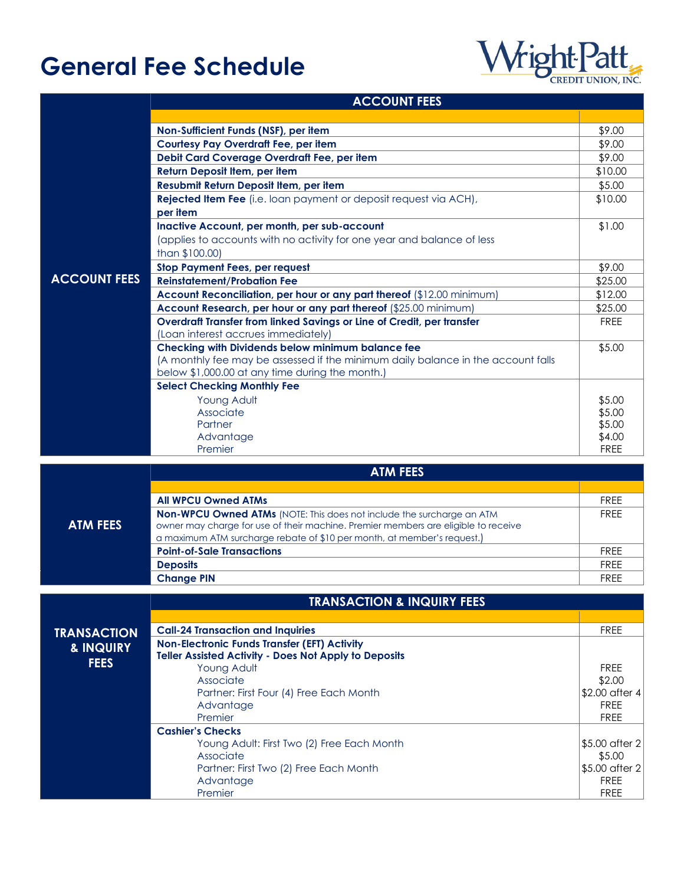# General Fee Schedule

Wright-Patt Credit Union, Inc.

## ACCOUNT FEES

| ACCOUNT FEES | |
|---|---|
| **Non-Sufficient Funds (NSF), per item** | $9.00 |
| **Courtesy Pay Overdraft Fee, per item** | $9.00 |
| **Debit Card Coverage Overdraft Fee, per item** | $9.00 |
| **Return Deposit Item, per item** | $10.00 |
| **Resubmit Return Deposit Item, per item** | $5.00 |
| **Rejected Item Fee** (i.e. loan payment or deposit request via ACH), **per item** | $10.00 |
| **Inactive Account, per month, per sub-account** (applies to accounts with no activity for one year and balance of less than $100.00) | $1.00 |
| **Stop Payment Fees, per request** | $9.00 |
| **Reinstatement/Probation Fee** | $25.00 |
| **Account Reconciliation, per hour or any part thereof** ($12.00 minimum) | $12.00 |
| **Account Research, per hour or any part thereof** ($25.00 minimum) | $25.00 |
| **Overdraft Transfer from linked Savings or Line of Credit, per transfer** (Loan interest accrues immediately) | FREE |
| **Checking with Dividends below minimum balance fee** (A monthly fee may be assessed if the minimum daily balance in the account falls below $1,000.00 at any time during the month.) | $5.00 |
| **Select Checking Monthly Fee** | |
| Young Adult | $5.00 |
| Associate | $5.00 |
| Partner | $5.00 |
| Advantage | $4.00 |
| Premier | FREE |

## ATM FEES

| ATM FEES | |
|---|---|
| **All WPCU Owned ATMs** | FREE |
| **Non-WPCU Owned ATMs** (NOTE: This does not include the surcharge an ATM owner may charge for use of their machine. Premier members are eligible to receive a maximum ATM surcharge rebate of $10 per month, at member's request.) | FREE |
| **Point-of-Sale Transactions** | FREE |
| **Deposits** | FREE |
| **Change PIN** | FREE |

## TRANSACTION & INQUIRY FEES

| TRANSACTION & INQUIRY FEES | |
|---|---|
| **Call-24 Transaction and Inquiries** | FREE |
| **Non-Electronic Funds Transfer (EFT) Activity** | |
| **Teller Assisted Activity - Does Not Apply to Deposits** | |
| Young Adult | FREE |
| Associate | $2.00 |
| Partner: First Four (4) Free Each Month | $2.00 after 4 |
| Advantage | FREE |
| Premier | FREE |
| **Cashier's Checks** | |
| Young Adult: First Two (2) Free Each Month | $5.00 after 2 |
| Associate | $5.00 |
| Partner: First Two (2) Free Each Month | $5.00 after 2 |
| Advantage | FREE |
| Premier | FREE |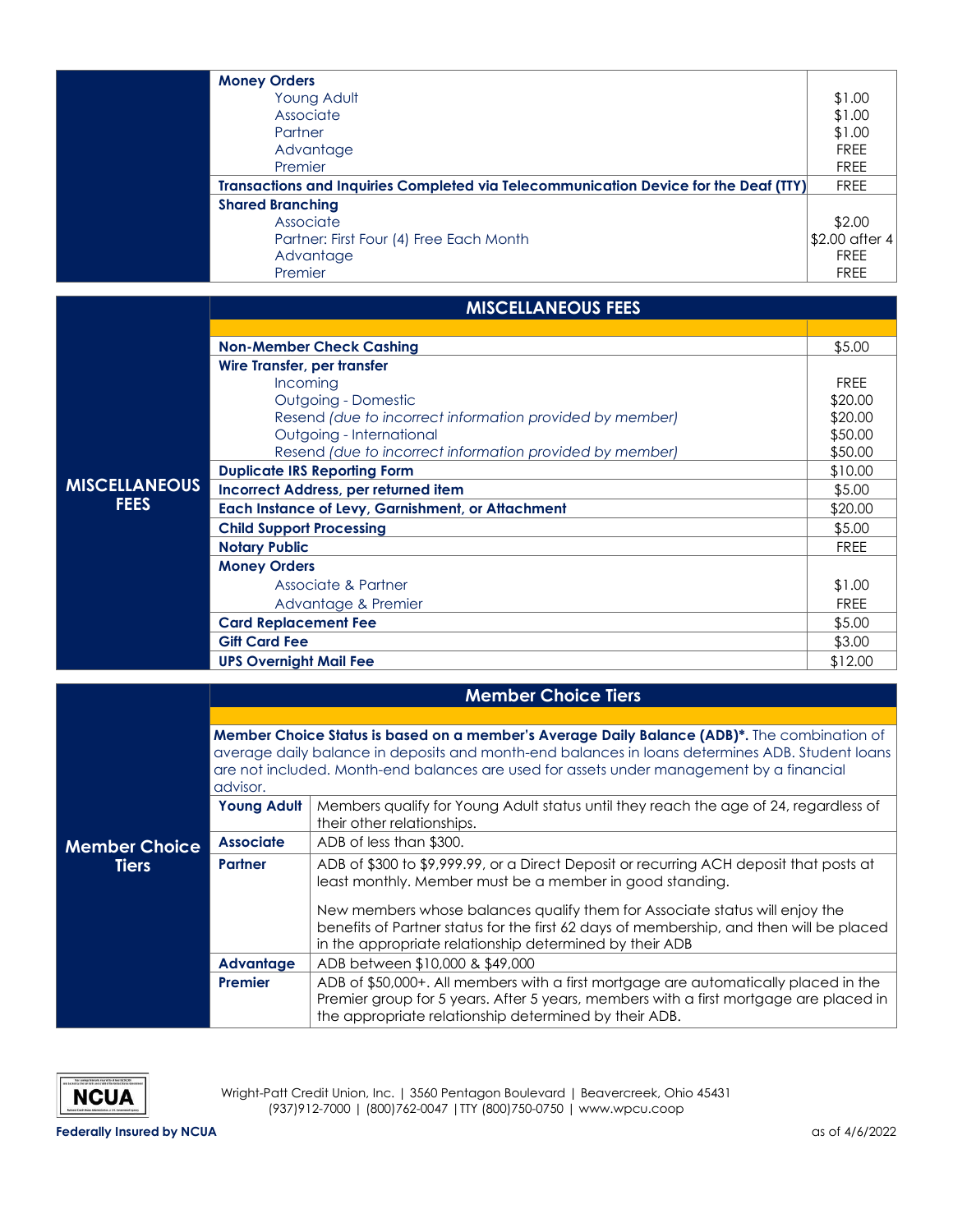| | | |
|---|---|---|
| | **Money Orders** | |
| | Young Adult | $1.00 |
| | Associate | $1.00 |
| | Partner | $1.00 |
| | Advantage | FREE |
| | Premier | FREE |
| | **Transactions and Inquiries Completed via Telecommunication Device for the Deaf (TTY)** | FREE |
| | **Shared Branching** | |
| | Associate | $2.00 |
| | Partner: First Four (4) Free Each Month | $2.00 after 4 |
| | Advantage | FREE |
| | Premier | FREE |

| | MISCELLANEOUS FEES | |
|---|---|---|
| **MISCELLANEOUS FEES** | **Non-Member Check Cashing** | $5.00 |
| | **Wire Transfer, per transfer** | |
| | Incoming | FREE |
| | Outgoing - Domestic | $20.00 |
| | Resend *(due to incorrect information provided by member)* | $20.00 |
| | Outgoing - International | $50.00 |
| | Resend *(due to incorrect information provided by member)* | $50.00 |
| | **Duplicate IRS Reporting Form** | $10.00 |
| | **Incorrect Address, per returned item** | $5.00 |
| | **Each Instance of Levy, Garnishment, or Attachment** | $20.00 |
| | **Child Support Processing** | $5.00 |
| | **Notary Public** | FREE |
| | **Money Orders** | |
| | Associate & Partner | $1.00 |
| | Advantage & Premier | FREE |
| | **Card Replacement Fee** | $5.00 |
| | **Gift Card Fee** | $3.00 |
| | **UPS Overnight Mail Fee** | $12.00 |

| | Member Choice Tiers | |
|---|---|---|
| **Member Choice Tiers** | **Member Choice Status is based on a member's Average Daily Balance (ADB)\*.** The combination of average daily balance in deposits and month-end balances in loans determines ADB. Student loans are not included. Month-end balances are used for assets under management by a financial advisor. | |
| | **Young Adult** | Members qualify for Young Adult status until they reach the age of 24, regardless of their other relationships. |
| | **Associate** | ADB of less than $300. |
| | **Partner** | ADB of $300 to $9,999.99, or a Direct Deposit or recurring ACH deposit that posts at least monthly. Member must be a member in good standing.<br><br>New members whose balances qualify them for Associate status will enjoy the benefits of Partner status for the first 62 days of membership, and then will be placed in the appropriate relationship determined by their ADB |
| | **Advantage** | ADB between $10,000 & $49,000 |
| | **Premier** | ADB of $50,000+. All members with a first mortgage are automatically placed in the Premier group for 5 years. After 5 years, members with a first mortgage are placed in the appropriate relationship determined by their ADB. |

NCUA

Wright-Patt Credit Union, Inc. | 3560 Pentagon Boulevard | Beavercreek, Ohio 45431
(937)912-7000 | (800)762-0047 | TTY (800)750-0750 | www.wpcu.coop

**Federally Insured by NCUA**

as of 4/6/2022